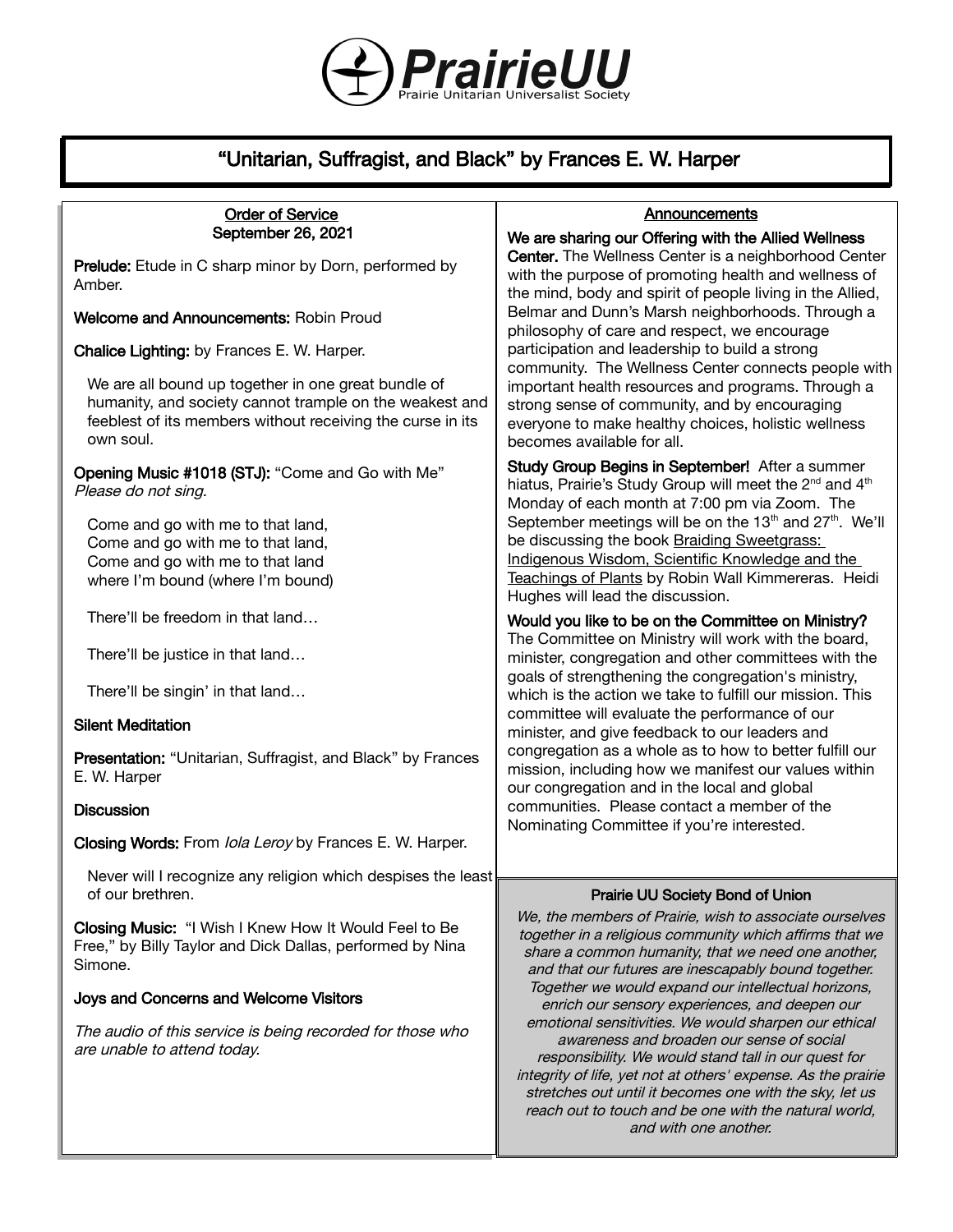**PrairieUU**

Prairie Unitarian Universalist Society

# "Unitarian, Suffragist, and Black" by Frances E. W. Harper

## Order of Service
September 26, 2021

**Prelude:** Etude in C sharp minor by Dorn, performed by Amber.

**Welcome and Announcements:** Robin Proud

**Chalice Lighting:** by Frances E. W. Harper.

> We are all bound up together in one great bundle of humanity, and society cannot trample on the weakest and feeblest of its members without receiving the curse in its own soul.

**Opening Music #1018 (STJ):** "Come and Go with Me" *Please do not sing.*

> Come and go with me to that land,
> Come and go with me to that land,
> Come and go with me to that land
> where I'm bound (where I'm bound)
>
> There'll be freedom in that land…
>
> There'll be justice in that land…
>
> There'll be singin' in that land…

**Silent Meditation**

**Presentation:** "Unitarian, Suffragist, and Black" by Frances E. W. Harper

**Discussion**

**Closing Words:** From *Iola Leroy* by Frances E. W. Harper.

> Never will I recognize any religion which despises the least of our brethren.

**Closing Music:** "I Wish I Knew How It Would Feel to Be Free," by Billy Taylor and Dick Dallas, performed by Nina Simone.

**Joys and Concerns and Welcome Visitors**

*The audio of this service is being recorded for those who are unable to attend today.*

## Announcements

**We are sharing our Offering with the Allied Wellness Center.** The Wellness Center is a neighborhood Center with the purpose of promoting health and wellness of the mind, body and spirit of people living in the Allied, Belmar and Dunn's Marsh neighborhoods. Through a philosophy of care and respect, we encourage participation and leadership to build a strong community. The Wellness Center connects people with important health resources and programs. Through a strong sense of community, and by encouraging everyone to make healthy choices, holistic wellness becomes available for all.

**Study Group Begins in September!** After a summer hiatus, Prairie's Study Group will meet the 2nd and 4th Monday of each month at 7:00 pm via Zoom. The September meetings will be on the 13th and 27th. We'll be discussing the book Braiding Sweetgrass: Indigenous Wisdom, Scientific Knowledge and the Teachings of Plants by Robin Wall Kimmereras. Heidi Hughes will lead the discussion.

**Would you like to be on the Committee on Ministry?** The Committee on Ministry will work with the board, minister, congregation and other committees with the goals of strengthening the congregation's ministry, which is the action we take to fulfill our mission. This committee will evaluate the performance of our minister, and give feedback to our leaders and congregation as a whole as to how to better fulfill our mission, including how we manifest our values within our congregation and in the local and global communities. Please contact a member of the Nominating Committee if you're interested.

## Prairie UU Society Bond of Union

*We, the members of Prairie, wish to associate ourselves together in a religious community which affirms that we share a common humanity, that we need one another, and that our futures are inescapably bound together. Together we would expand our intellectual horizons, enrich our sensory experiences, and deepen our emotional sensitivities. We would sharpen our ethical awareness and broaden our sense of social responsibility. We would stand tall in our quest for integrity of life, yet not at others' expense. As the prairie stretches out until it becomes one with the sky, let us reach out to touch and be one with the natural world, and with one another.*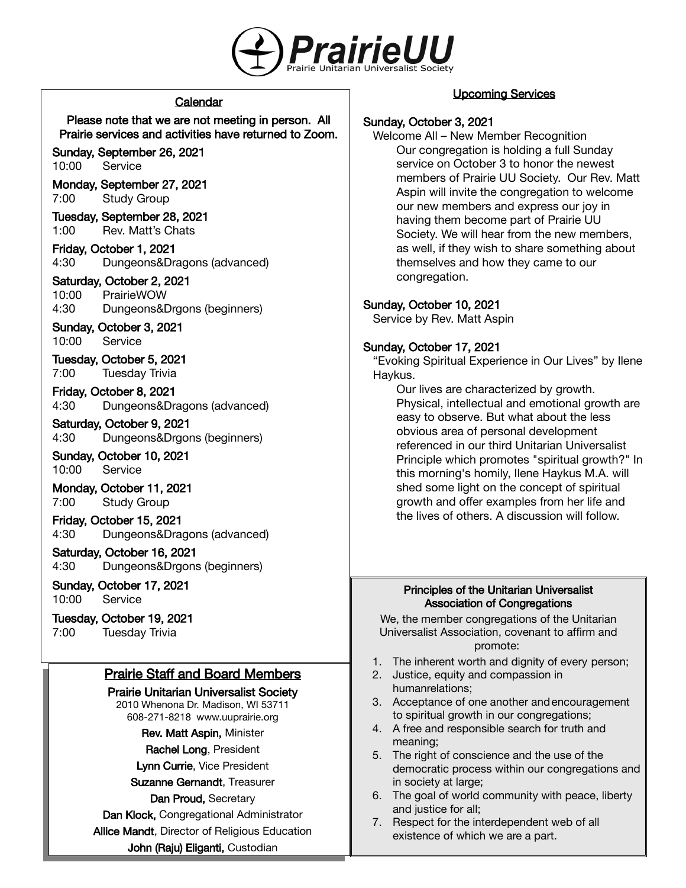# PrairieUU

Prairie Unitarian Universalist Society

## Calendar

**Please note that we are not meeting in person. All Prairie services and activities have returned to Zoom.**

**Sunday, September 26, 2021**
10:00 Service

**Monday, September 27, 2021**
7:00 Study Group

**Tuesday, September 28, 2021**
1:00 Rev. Matt's Chats

**Friday, October 1, 2021**
4:30 Dungeons&Dragons (advanced)

**Saturday, October 2, 2021**
10:00 PrairieWOW
4:30 Dungeons&Drgons (beginners)

**Sunday, October 3, 2021**
10:00 Service

**Tuesday, October 5, 2021**
7:00 Tuesday Trivia

**Friday, October 8, 2021**
4:30 Dungeons&Dragons (advanced)

**Saturday, October 9, 2021**
4:30 Dungeons&Drgons (beginners)

**Sunday, October 10, 2021**
10:00 Service

**Monday, October 11, 2021**
7:00 Study Group

**Friday, October 15, 2021**
4:30 Dungeons&Dragons (advanced)

**Saturday, October 16, 2021**
4:30 Dungeons&Drgons (beginners)

**Sunday, October 17, 2021**
10:00 Service

**Tuesday, October 19, 2021**
7:00 Tuesday Trivia

## Prairie Staff and Board Members

**Prairie Unitarian Universalist Society**
2010 Whenona Dr. Madison, WI 53711
608-271-8218 www.uuprairie.org

**Rev. Matt Aspin,** Minister
**Rachel Long**, President
**Lynn Currie**, Vice President
**Suzanne Gernandt**, Treasurer
**Dan Proud,** Secretary
**Dan Klock,** Congregational Administrator
**Allice Mandt**, Director of Religious Education
**John (Raju) Eliganti,** Custodian

## Upcoming Services

**Sunday, October 3, 2021**

Welcome All – New Member Recognition

Our congregation is holding a full Sunday service on October 3 to honor the newest members of Prairie UU Society. Our Rev. Matt Aspin will invite the congregation to welcome our new members and express our joy in having them become part of Prairie UU Society. We will hear from the new members, as well, if they wish to share something about themselves and how they came to our congregation.

**Sunday, October 10, 2021**

Service by Rev. Matt Aspin

**Sunday, October 17, 2021**

"Evoking Spiritual Experience in Our Lives" by Ilene Haykus.

Our lives are characterized by growth. Physical, intellectual and emotional growth are easy to observe. But what about the less obvious area of personal development referenced in our third Unitarian Universalist Principle which promotes "spiritual growth?" In this morning's homily, Ilene Haykus M.A. will shed some light on the concept of spiritual growth and offer examples from her life and the lives of others. A discussion will follow.

## Principles of the Unitarian Universalist Association of Congregations

We, the member congregations of the Unitarian Universalist Association, covenant to affirm and promote:

1. The inherent worth and dignity of every person;
2. Justice, equity and compassion in humanrelations;
3. Acceptance of one another andencouragement to spiritual growth in our congregations;
4. A free and responsible search for truth and meaning;
5. The right of conscience and the use of the democratic process within our congregations and in society at large;
6. The goal of world community with peace, liberty and justice for all;
7. Respect for the interdependent web of all existence of which we are a part.